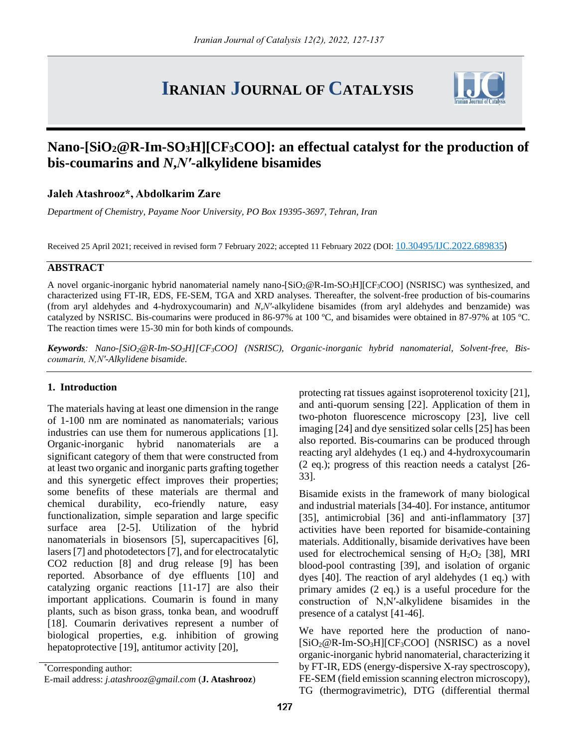# Nano-[$SiO_2$@R-Im-$SO_3H$][$CF_3COO$]: an effectual catalyst for the production of bis-coumarins and *N*,*N*′-alkylidene bisamides

**Jaleh Atashrooz*, Abdolkarim Zare**

*Department of Chemistry, Payame Noor University, PO Box 19395-3697, Tehran, Iran*

Received 25 April 2021; received in revised form 7 February 2022; accepted 11 February 2022 (DOI: 10.30495/IJC.2022.689835)

## ABSTRACT

A novel organic-inorganic hybrid nanomaterial namely nano-[$SiO_2$@R-Im-$SO_3H$][$CF_3COO$] (NSRISC) was synthesized, and characterized using FT-IR, EDS, FE-SEM, TGA and XRD analyses. Thereafter, the solvent-free production of bis-coumarins (from aryl aldehydes and 4-hydroxycoumarin) and *N*,*N*′-alkylidene bisamides (from aryl aldehydes and benzamide) was catalyzed by NSRISC. Bis-coumarins were produced in 86-97% at 100 ºC, and bisamides were obtained in 87-97% at 105 ºC. The reaction times were 15-30 min for both kinds of compounds.

***Keywords**: Nano-[$SiO_2$@R-Im-$SO_3H$][$CF_3COO$] (NSRISC), Organic-inorganic hybrid nanomaterial, Solvent-free, Bis-coumarin, N,N′-Alkylidene bisamide.*

## 1. Introduction

The materials having at least one dimension in the range of 1-100 nm are nominated as nanomaterials; various industries can use them for numerous applications [1]. Organic-inorganic hybrid nanomaterials are a significant category of them that were constructed from at least two organic and inorganic parts grafting together and this synergetic effect improves their properties; some benefits of these materials are thermal and chemical durability, eco-friendly nature, easy functionalization, simple separation and large specific surface area [2-5]. Utilization of the hybrid nanomaterials in biosensors [5], supercapacitives [6], lasers [7] and photodetectors [7], and for electrocatalytic CO2 reduction [8] and drug release [9] has been reported. Absorbance of dye effluents [10] and catalyzing organic reactions [11-17] are also their important applications. Coumarin is found in many plants, such as bison grass, tonka bean, and woodruff [18]. Coumarin derivatives represent a number of biological properties, e.g. inhibition of growing hepatoprotective [19], antitumor activity [20], protecting rat tissues against isoproterenol toxicity [21], and anti-quorum sensing [22]. Application of them in two-photon fluorescence microscopy [23], live cell imaging [24] and dye sensitized solar cells [25] has been also reported. Bis-coumarins can be produced through reacting aryl aldehydes (1 eq.) and 4-hydroxycoumarin (2 eq.); progress of this reaction needs a catalyst [26-33].

Bisamide exists in the framework of many biological and industrial materials [34-40]. For instance, antitumor [35], antimicrobial [36] and anti-inflammatory [37] activities have been reported for bisamide-containing materials. Additionally, bisamide derivatives have been used for electrochemical sensing of $H_2O_2$ [38], MRI blood-pool contrasting [39], and isolation of organic dyes [40]. The reaction of aryl aldehydes (1 eq.) with primary amides (2 eq.) is a useful procedure for the construction of N,N′-alkylidene bisamides in the presence of a catalyst [41-46].

We have reported here the production of nano-[$SiO_2$@R-Im-$SO_3H$][$CF_3COO$] (NSRISC) as a novel organic-inorganic hybrid nanomaterial, characterizing it by FT-IR, EDS (energy-dispersive X-ray spectroscopy), FE-SEM (field emission scanning electron microscopy), TG (thermogravimetric), DTG (differential thermal

*Corresponding author:
E-mail address: *j.atashrooz@gmail.com* (**J. Atashrooz**)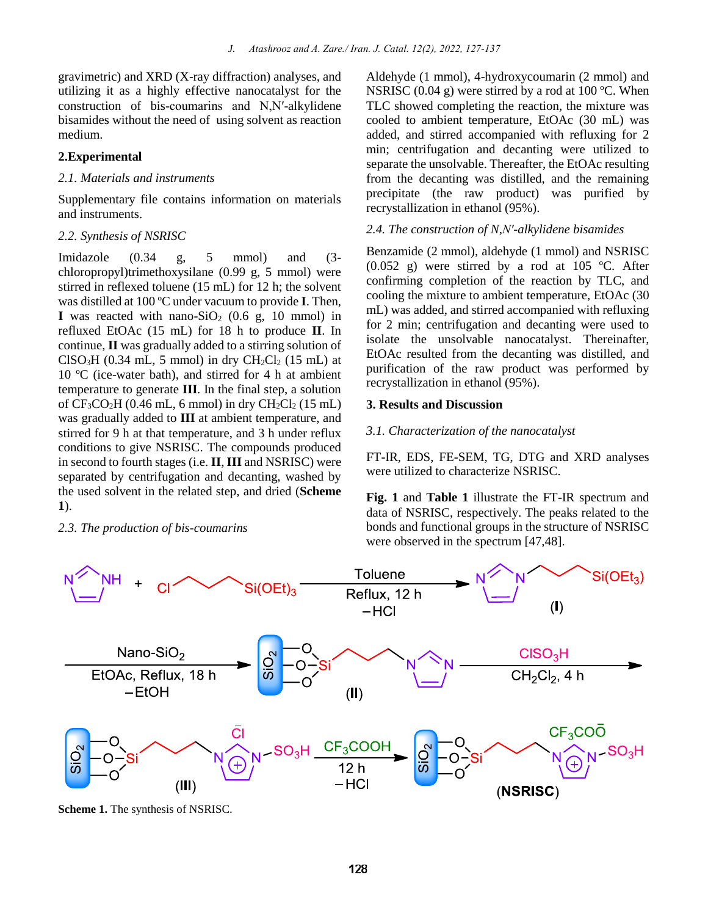gravimetric) and XRD (X-ray diffraction) analyses, and utilizing it as a highly effective nanocatalyst for the construction of bis-coumarins and N,N′-alkylidene bisamides without the need of using solvent as reaction medium.

## 2. Experimental

### *2.1. Materials and instruments*

Supplementary file contains information on materials and instruments.

### *2.2. Synthesis of NSRISC*

Imidazole (0.34 g, 5 mmol) and (3-chloropropyl)trimethoxysilane (0.99 g, 5 mmol) were stirred in reflexed toluene (15 mL) for 12 h; the solvent was distilled at 100 ºC under vacuum to provide **I**. Then, **I** was reacted with nano-$SiO_2$ (0.6 g, 10 mmol) in refluxed EtOAc (15 mL) for 18 h to produce **II**. In continue, **II** was gradually added to a stirring solution of $ClSO_3H$ (0.34 mL, 5 mmol) in dry $CH_2Cl_2$ (15 mL) at 10 ºC (ice-water bath), and stirred for 4 h at ambient temperature to generate **III**. In the final step, a solution of $CF_3CO_2H$ (0.46 mL, 6 mmol) in dry $CH_2Cl_2$ (15 mL) was gradually added to **III** at ambient temperature, and stirred for 9 h at that temperature, and 3 h under reflux conditions to give NSRISC. The compounds produced in second to fourth stages (i.e. **II**, **III** and NSRISC) were separated by centrifugation and decanting, washed by the used solvent in the related step, and dried (**Scheme 1**).

### *2.3. The production of bis-coumarins*

Aldehyde (1 mmol), 4-hydroxycoumarin (2 mmol) and NSRISC (0.04 g) were stirred by a rod at 100 ºC. When TLC showed completing the reaction, the mixture was cooled to ambient temperature, EtOAc (30 mL) was added, and stirred accompanied with refluxing for 2 min; centrifugation and decanting were utilized to separate the unsolvable. Thereafter, the EtOAc resulting from the decanting was distilled, and the remaining precipitate (the raw product) was purified by recrystallization in ethanol (95%).

### *2.4. The construction of N,N′-alkylidene bisamides*

Benzamide (2 mmol), aldehyde (1 mmol) and NSRISC (0.052 g) were stirred by a rod at 105 ºC. After confirming completion of the reaction by TLC, and cooling the mixture to ambient temperature, EtOAc (30 mL) was added, and stirred accompanied with refluxing for 2 min; centrifugation and decanting were used to isolate the unsolvable nanocatalyst. Thereinafter, EtOAc resulted from the decanting was distilled, and purification of the raw product was performed by recrystallization in ethanol (95%).

## 3. Results and Discussion

### *3.1. Characterization of the nanocatalyst*

FT-IR, EDS, FE-SEM, TG, DTG and XRD analyses were utilized to characterize NSRISC.

**Fig. 1** and **Table 1** illustrate the FT-IR spectrum and data of NSRISC, respectively. The peaks related to the bonds and functional groups in the structure of NSRISC were observed in the spectrum [47,48].

**Scheme 1.** The synthesis of NSRISC.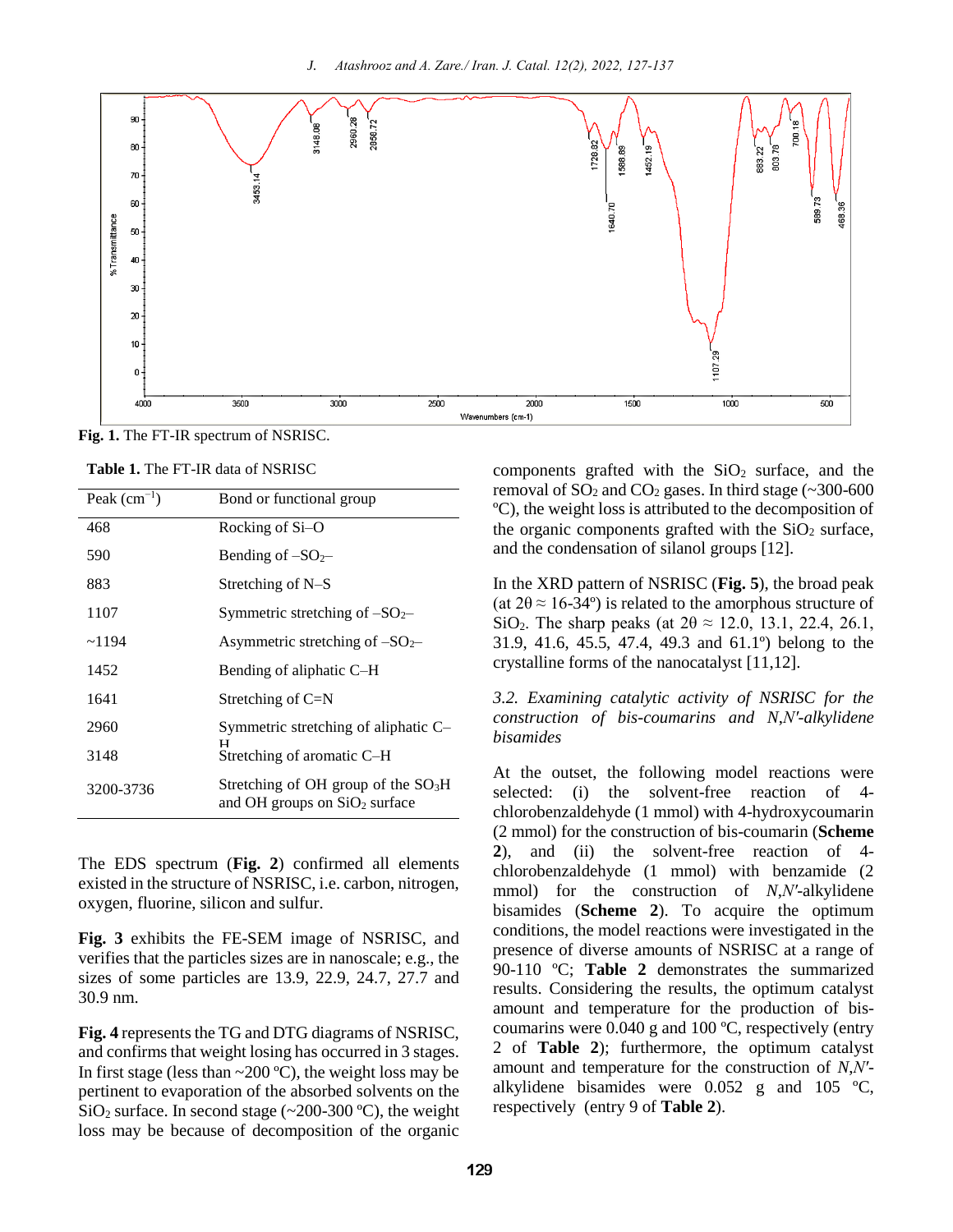**Fig. 1.** The FT-IR spectrum of NSRISC.

**Table 1.** The FT-IR data of NSRISC

| Peak ($cm^{-1}$) | Bond or functional group |
|---|---|
| 468 | Rocking of Si–O |
| 590 | Bending of $–SO_2–$ |
| 883 | Stretching of N–S |
| 1107 | Symmetric stretching of $–SO_2–$ |
| ~1194 | Asymmetric stretching of $–SO_2–$ |
| 1452 | Bending of aliphatic C–H |
| 1641 | Stretching of C=N |
| 2960 | Symmetric stretching of aliphatic C–H |
| 3148 | Stretching of aromatic C–H |
| 3200-3736 | Stretching of OH group of the $SO_3H$ and OH groups on $SiO_2$ surface |

The EDS spectrum (**Fig. 2**) confirmed all elements existed in the structure of NSRISC, i.e. carbon, nitrogen, oxygen, fluorine, silicon and sulfur.

**Fig. 3** exhibits the FE-SEM image of NSRISC, and verifies that the particles sizes are in nanoscale; e.g., the sizes of some particles are 13.9, 22.9, 24.7, 27.7 and 30.9 nm.

**Fig. 4** represents the TG and DTG diagrams of NSRISC, and confirms that weight losing has occurred in 3 stages. In first stage (less than ~200 ºC), the weight loss may be pertinent to evaporation of the absorbed solvents on the $SiO_2$ surface. In second stage (~200-300 ºC), the weight loss may be because of decomposition of the organic components grafted with the $SiO_2$ surface, and the removal of $SO_2$ and $CO_2$ gases. In third stage (~300-600 ºC), the weight loss is attributed to the decomposition of the organic components grafted with the $SiO_2$ surface, and the condensation of silanol groups [12].

In the XRD pattern of NSRISC (**Fig. 5**), the broad peak (at $2\theta \approx 16$-$34º$) is related to the amorphous structure of $SiO_2$. The sharp peaks (at $2\theta \approx 12.0$, 13.1, 22.4, 26.1, 31.9, 41.6, 45.5, 47.4, 49.3 and 61.1º) belong to the crystalline forms of the nanocatalyst [11,12].

### *3.2. Examining catalytic activity of NSRISC for the construction of bis-coumarins and N,N′-alkylidene bisamides*

At the outset, the following model reactions were selected: (i) the solvent-free reaction of 4-chlorobenzaldehyde (1 mmol) with 4-hydroxycoumarin (2 mmol) for the construction of bis-coumarin (**Scheme 2**), and (ii) the solvent-free reaction of 4-chlorobenzaldehyde (1 mmol) with benzamide (2 mmol) for the construction of *N*,*N′*-alkylidene bisamides (**Scheme 2**). To acquire the optimum conditions, the model reactions were investigated in the presence of diverse amounts of NSRISC at a range of 90-110 ºC; **Table 2** demonstrates the summarized results. Considering the results, the optimum catalyst amount and temperature for the production of bis-coumarins were 0.040 g and 100 ºC, respectively (entry 2 of **Table 2**); furthermore, the optimum catalyst amount and temperature for the construction of *N*,*N′*-alkylidene bisamides were 0.052 g and 105 ºC, respectively (entry 9 of **Table 2**).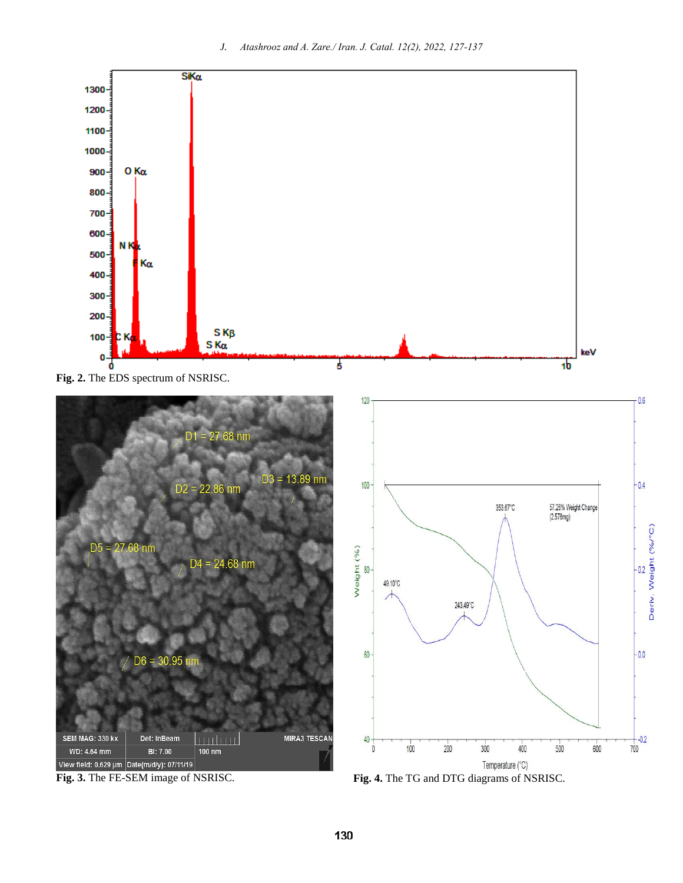Fig. 2. The EDS spectrum of NSRISC.

Fig. 3. The FE-SEM image of NSRISC.

Fig. 4. The TG and DTG diagrams of NSRISC.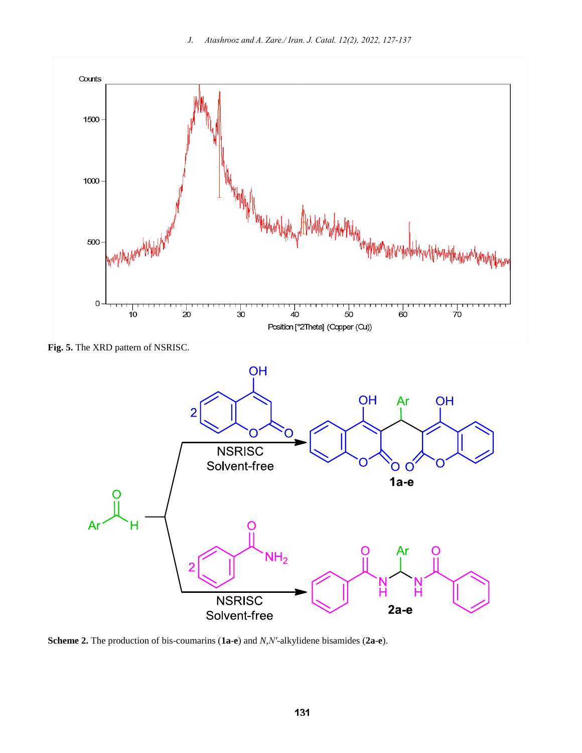**Fig. 5.** The XRD pattern of NSRISC.

**Scheme 2.** The production of bis-coumarins (**1a-e**) and *N*,*N*′-alkylidene bisamides (**2a-e**).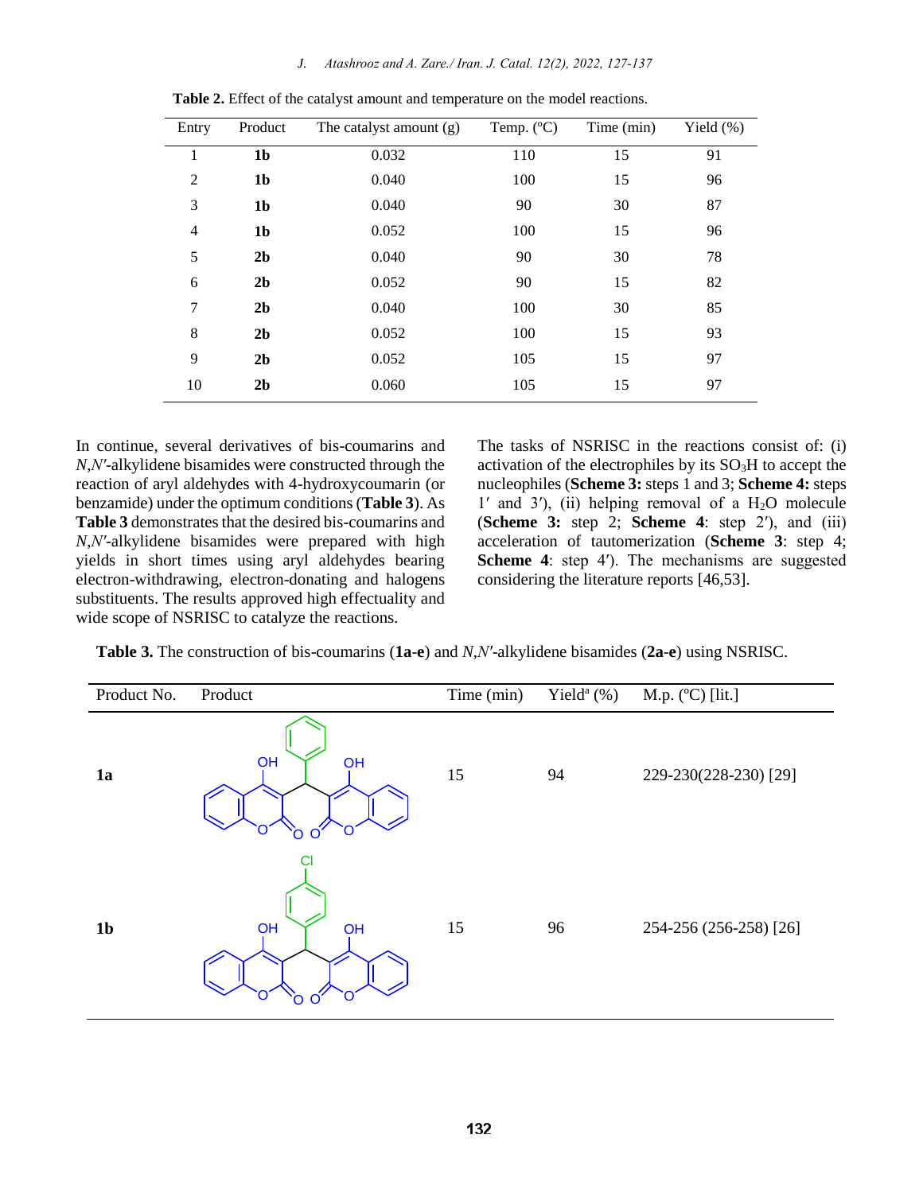**Table 2.** Effect of the catalyst amount and temperature on the model reactions.

| Entry | Product | The catalyst amount (g) | Temp. (ºC) | Time (min) | Yield (%) |
|---|---|---|---|---|---|
| 1 | **1b** | 0.032 | 110 | 15 | 91 |
| 2 | **1b** | 0.040 | 100 | 15 | 96 |
| 3 | **1b** | 0.040 | 90 | 30 | 87 |
| 4 | **1b** | 0.052 | 100 | 15 | 96 |
| 5 | **2b** | 0.040 | 90 | 30 | 78 |
| 6 | **2b** | 0.052 | 90 | 15 | 82 |
| 7 | **2b** | 0.040 | 100 | 30 | 85 |
| 8 | **2b** | 0.052 | 100 | 15 | 93 |
| 9 | **2b** | 0.052 | 105 | 15 | 97 |
| 10 | **2b** | 0.060 | 105 | 15 | 97 |

In continue, several derivatives of bis-coumarins and *N*,*N*′-alkylidene bisamides were constructed through the reaction of aryl aldehydes with 4-hydroxycoumarin (or benzamide) under the optimum conditions (**Table 3**). As **Table 3** demonstrates that the desired bis-coumarins and *N*,*N*′-alkylidene bisamides were prepared with high yields in short times using aryl aldehydes bearing electron-withdrawing, electron-donating and halogens substituents. The results approved high effectuality and wide scope of NSRISC to catalyze the reactions.

The tasks of NSRISC in the reactions consist of: (i) activation of the electrophiles by its $SO_3H$ to accept the nucleophiles (**Scheme 3:** steps 1 and 3; **Scheme 4:** steps 1′ and 3′), (ii) helping removal of a $H_2O$ molecule (**Scheme 3:** step 2; **Scheme 4**: step 2′), and (iii) acceleration of tautomerization (**Scheme 3**: step 4; **Scheme 4**: step 4′). The mechanisms are suggested considering the literature reports [46,53].

**Table 3.** The construction of bis-coumarins (**1a-e**) and *N*,*N*′-alkylidene bisamides (**2a-e**) using NSRISC.

| Product No. | Product | Time (min) | Yield[a] (%) | M.p. (ºC) [lit.] |
|---|---|---|---|---|
| **1a** | | 15 | 94 | 229-230(228-230) [29] |
| **1b** | | 15 | 96 | 254-256 (256-258) [26] |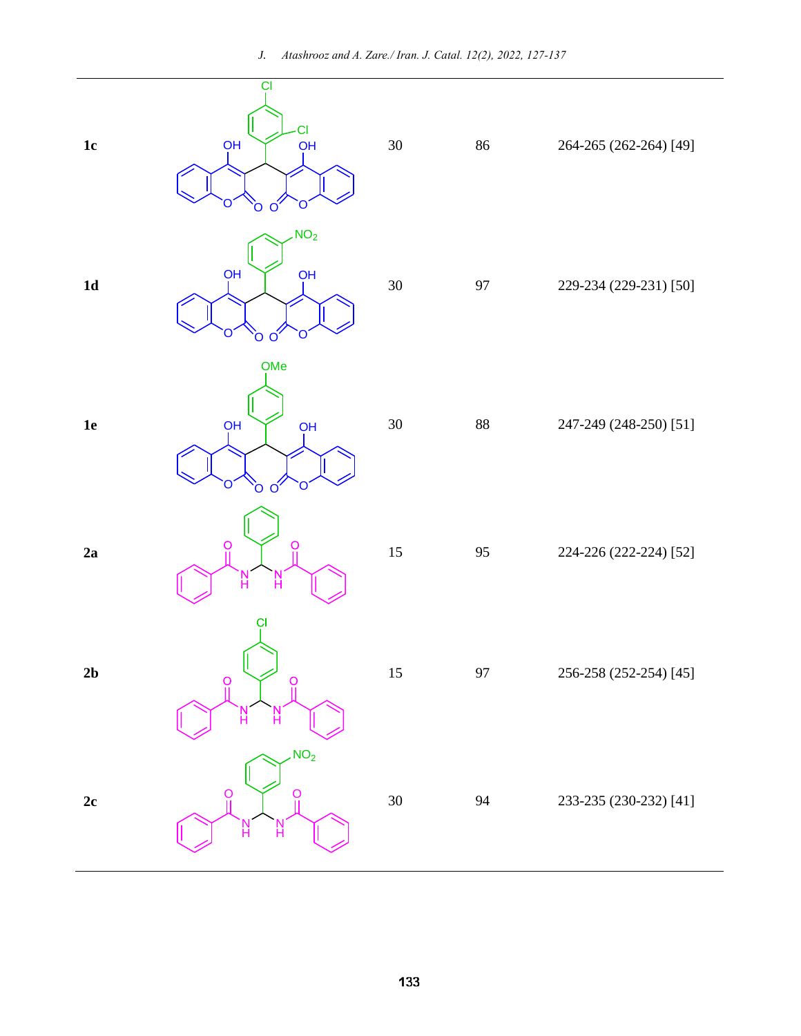| | | | | |
|---|---|---|---|---|
| **1c** | | 30 | 86 | 264-265 (262-264) [49] |
| **1d** | | 30 | 97 | 229-234 (229-231) [50] |
| **1e** | | 30 | 88 | 247-249 (248-250) [51] |
| **2a** | | 15 | 95 | 224-226 (222-224) [52] |
| **2b** | | 15 | 97 | 256-258 (252-254) [45] |
| **2c** | | 30 | 94 | 233-235 (230-232) [41] |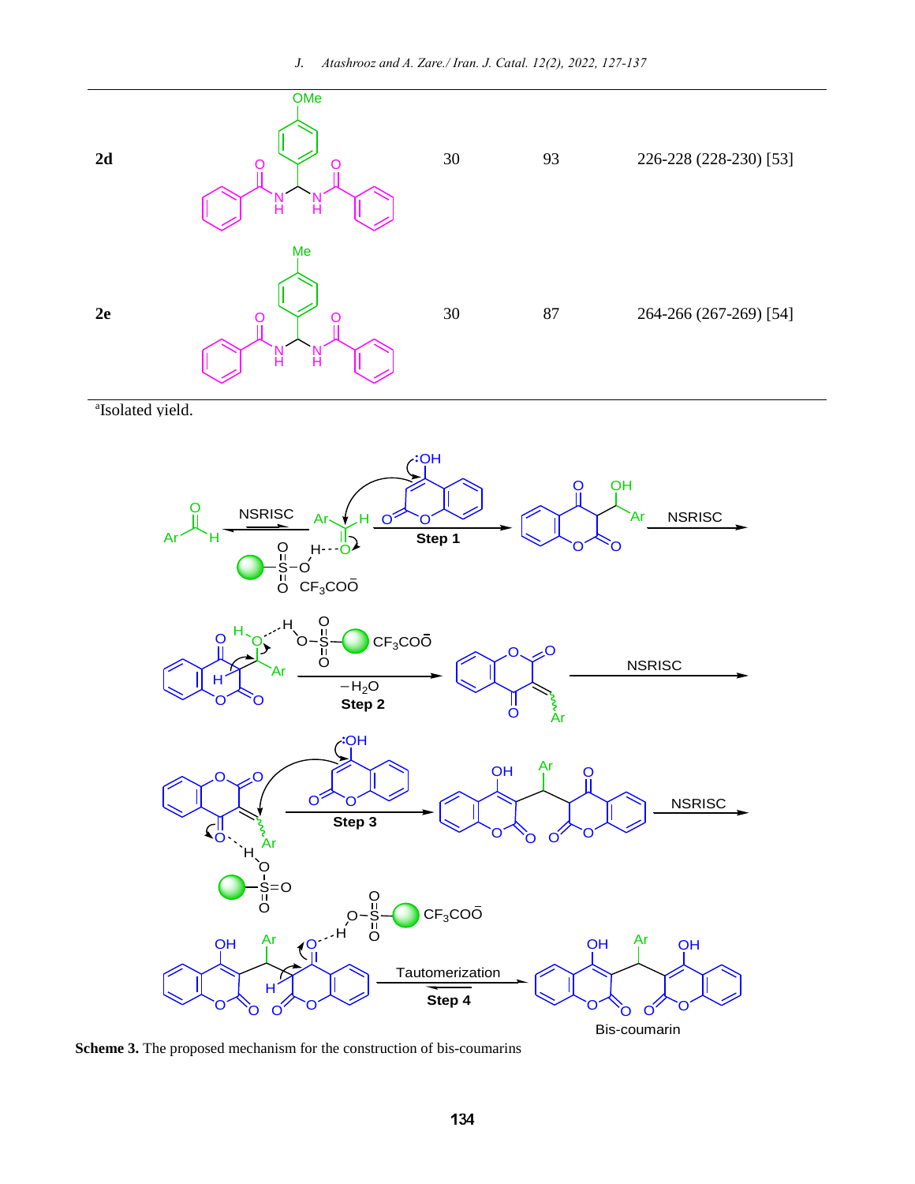| | | | | |
|---|---|---|---|---|
| **2d** | | 30 | 93 | 226-228 (228-230) [53] |
| **2e** | | 30 | 87 | 264-266 (267-269) [54] |

[a]Isolated yield.

**Scheme 3.** The proposed mechanism for the construction of bis-coumarins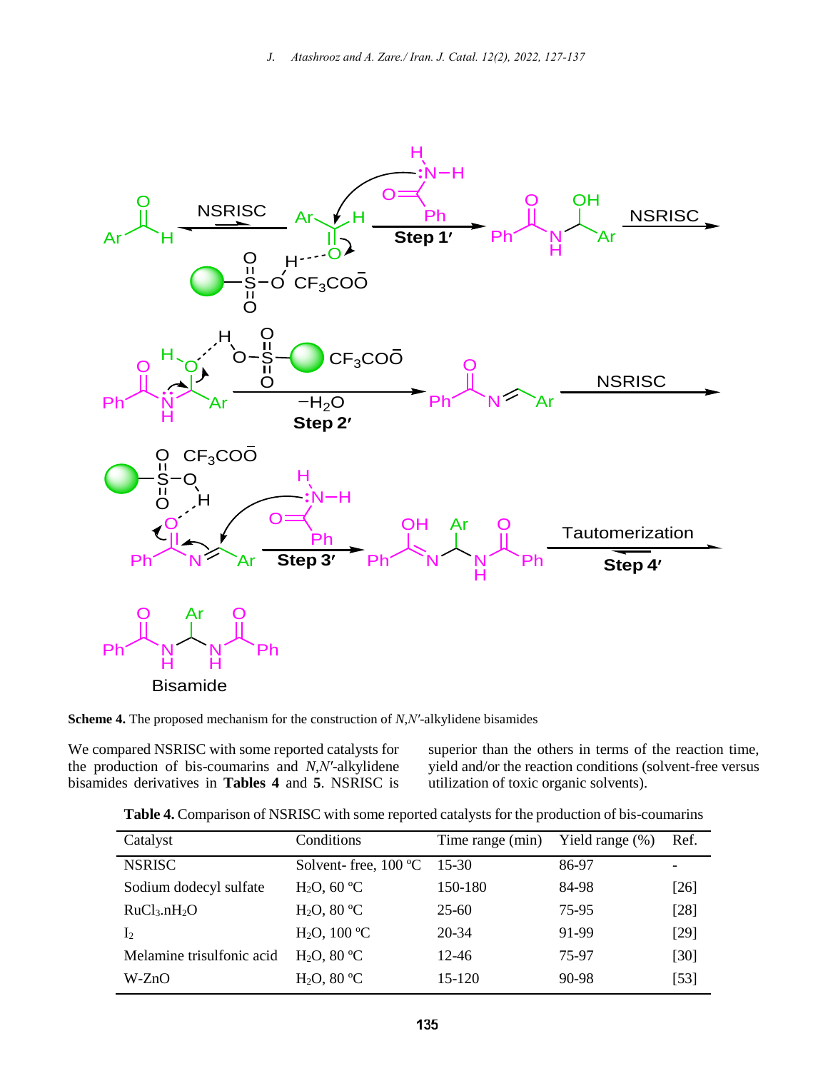**Scheme 4.** The proposed mechanism for the construction of *N*,*N*′-alkylidene bisamides

We compared NSRISC with some reported catalysts for the production of bis-coumarins and *N*,*N*′-alkylidene bisamides derivatives in **Tables 4** and **5**. NSRISC is superior than the others in terms of the reaction time, yield and/or the reaction conditions (solvent-free versus utilization of toxic organic solvents).

**Table 4.** Comparison of NSRISC with some reported catalysts for the production of bis-coumarins

| Catalyst | Conditions | Time range (min) | Yield range (%) | Ref. |
|---|---|---|---|---|
| NSRISC | Solvent- free, 100 ºC | 15-30 | 86-97 | - |
| Sodium dodecyl sulfate | $H_2O$, 60 ºC | 150-180 | 84-98 | [26] |
| $RuCl_3.nH_2O$ | $H_2O$, 80 ºC | 25-60 | 75-95 | [28] |
| $I_2$ | $H_2O$, 100 ºC | 20-34 | 91-99 | [29] |
| Melamine trisulfonic acid | $H_2O$, 80 ºC | 12-46 | 75-97 | [30] |
| W-ZnO | $H_2O$, 80 ºC | 15-120 | 90-98 | [53] |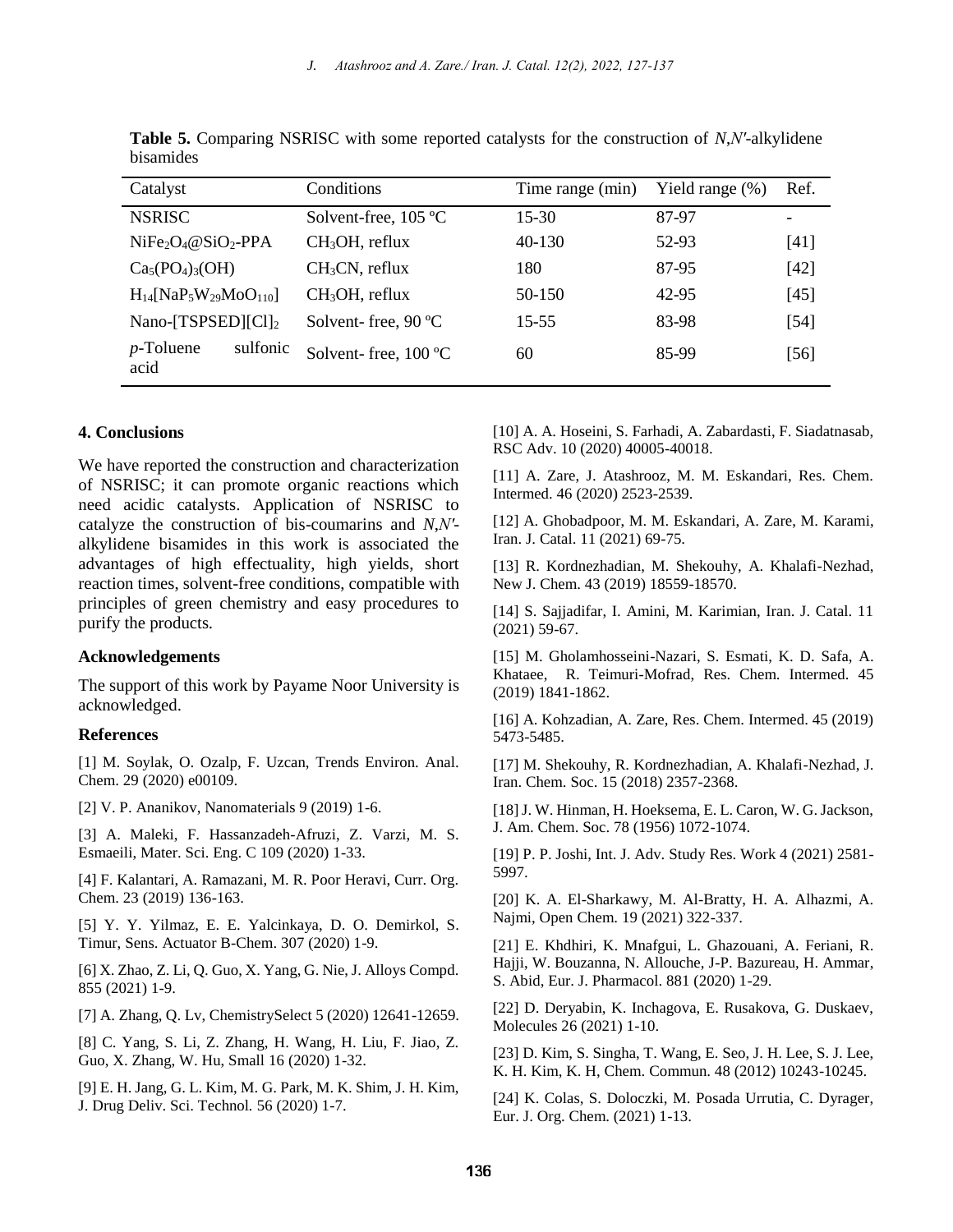**Table 5.** Comparing NSRISC with some reported catalysts for the construction of *N,N′*-alkylidene bisamides

| Catalyst | Conditions | Time range (min) | Yield range (%) | Ref. |
|---|---|---|---|---|
| NSRISC | Solvent-free, 105 ºC | 15-30 | 87-97 | - |
| $NiFe_2O_4@SiO_2$-PPA | $CH_3OH$, reflux | 40-130 | 52-93 | [41] |
| $Ca_5(PO_4)_3(OH)$ | $CH_3CN$, reflux | 180 | 87-95 | [42] |
| $H_{14}[NaP_5W_{29}MoO_{110}]$ | $CH_3OH$, reflux | 50-150 | 42-95 | [45] |
| Nano-[TSPSED][Cl]$_2$ | Solvent- free, 90 ºC | 15-55 | 83-98 | [54] |
| *p*-Toluene sulfonic acid | Solvent- free, 100 ºC | 60 | 85-99 | [56] |

## 4. Conclusions

We have reported the construction and characterization of NSRISC; it can promote organic reactions which need acidic catalysts. Application of NSRISC to catalyze the construction of bis-coumarins and *N,N′*-alkylidene bisamides in this work is associated the advantages of high effectuality, high yields, short reaction times, solvent-free conditions, compatible with principles of green chemistry and easy procedures to purify the products.

## Acknowledgements

The support of this work by Payame Noor University is acknowledged.

## References

[1] M. Soylak, O. Ozalp, F. Uzcan, Trends Environ. Anal. Chem. 29 (2020) e00109.

[2] V. P. Ananikov, Nanomaterials 9 (2019) 1-6.

[3] A. Maleki, F. Hassanzadeh-Afruzi, Z. Varzi, M. S. Esmaeili, Mater. Sci. Eng. C 109 (2020) 1-33.

[4] F. Kalantari, A. Ramazani, M. R. Poor Heravi, Curr. Org. Chem. 23 (2019) 136-163.

[5] Y. Y. Yilmaz, E. E. Yalcinkaya, D. O. Demirkol, S. Timur, Sens. Actuator B-Chem. 307 (2020) 1-9.

[6] X. Zhao, Z. Li, Q. Guo, X. Yang, G. Nie, J. Alloys Compd. 855 (2021) 1-9.

[7] A. Zhang, Q. Lv, ChemistrySelect 5 (2020) 12641-12659.

[8] C. Yang, S. Li, Z. Zhang, H. Wang, H. Liu, F. Jiao, Z. Guo, X. Zhang, W. Hu, Small 16 (2020) 1-32.

[9] E. H. Jang, G. L. Kim, M. G. Park, M. K. Shim, J. H. Kim, J. Drug Deliv. Sci. Technol. 56 (2020) 1-7.

[10] A. A. Hoseini, S. Farhadi, A. Zabardasti, F. Siadatnasab, RSC Adv. 10 (2020) 40005-40018.

[11] A. Zare, J. Atashrooz, M. M. Eskandari, Res. Chem. Intermed. 46 (2020) 2523-2539.

[12] A. Ghobadpoor, M. M. Eskandari, A. Zare, M. Karami, Iran. J. Catal. 11 (2021) 69-75.

[13] R. Kordnezhadian, M. Shekouhy, A. Khalafi-Nezhad, New J. Chem. 43 (2019) 18559-18570.

[14] S. Sajjadifar, I. Amini, M. Karimian, Iran. J. Catal. 11 (2021) 59-67.

[15] M. Gholamhosseini-Nazari, S. Esmati, K. D. Safa, A. Khataee, R. Teimuri-Mofrad, Res. Chem. Intermed. 45 (2019) 1841-1862.

[16] A. Kohzadian, A. Zare, Res. Chem. Intermed. 45 (2019) 5473-5485.

[17] M. Shekouhy, R. Kordnezhadian, A. Khalafi-Nezhad, J. Iran. Chem. Soc. 15 (2018) 2357-2368.

[18] J. W. Hinman, H. Hoeksema, E. L. Caron, W. G. Jackson, J. Am. Chem. Soc. 78 (1956) 1072-1074.

[19] P. P. Joshi, Int. J. Adv. Study Res. Work 4 (2021) 2581-5997.

[20] K. A. El-Sharkawy, M. Al-Bratty, H. A. Alhazmi, A. Najmi, Open Chem. 19 (2021) 322-337.

[21] E. Khdhiri, K. Mnafgui, L. Ghazouani, A. Feriani, R. Hajji, W. Bouzanna, N. Allouche, J-P. Bazureau, H. Ammar, S. Abid, Eur. J. Pharmacol. 881 (2020) 1-29.

[22] D. Deryabin, K. Inchagova, E. Rusakova, G. Duskaev, Molecules 26 (2021) 1-10.

[23] D. Kim, S. Singha, T. Wang, E. Seo, J. H. Lee, S. J. Lee, K. H. Kim, K. H, Chem. Commun. 48 (2012) 10243-10245.

[24] K. Colas, S. Doloczki, M. Posada Urrutia, C. Dyrager, Eur. J. Org. Chem. (2021) 1-13.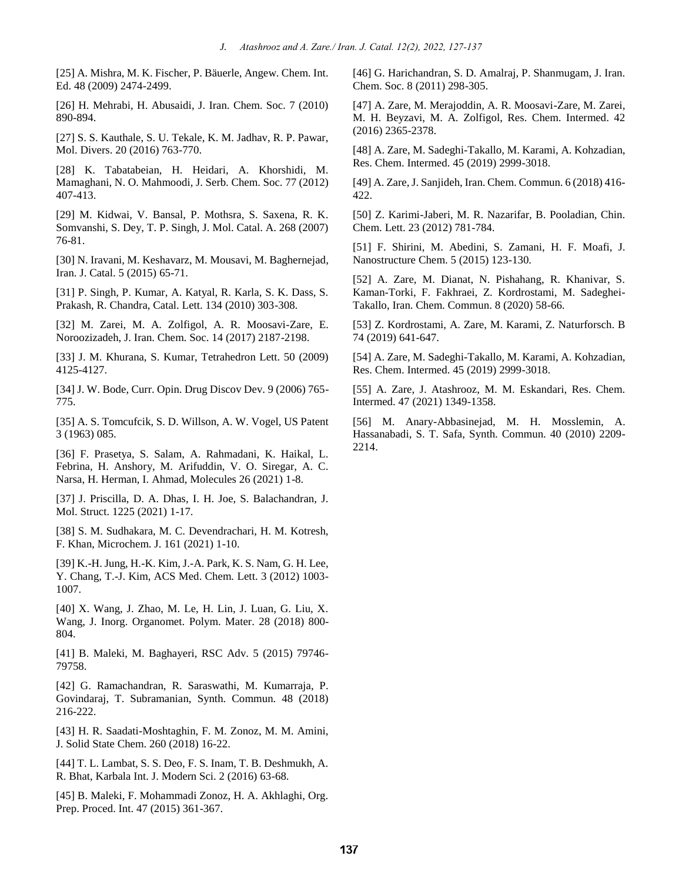[25] A. Mishra, M. K. Fischer, P. Bäuerle, Angew. Chem. Int. Ed. 48 (2009) 2474-2499.

[26] H. Mehrabi, H. Abusaidi, J. Iran. Chem. Soc. 7 (2010) 890-894.

[27] S. S. Kauthale, S. U. Tekale, K. M. Jadhav, R. P. Pawar, Mol. Divers. 20 (2016) 763-770.

[28] K. Tabatabeian, H. Heidari, A. Khorshidi, M. Mamaghani, N. O. Mahmoodi, J. Serb. Chem. Soc. 77 (2012) 407-413.

[29] M. Kidwai, V. Bansal, P. Mothsra, S. Saxena, R. K. Somvanshi, S. Dey, T. P. Singh, J. Mol. Catal. A. 268 (2007) 76-81.

[30] N. Iravani, M. Keshavarz, M. Mousavi, M. Baghernejad, Iran. J. Catal. 5 (2015) 65-71.

[31] P. Singh, P. Kumar, A. Katyal, R. Karla, S. K. Dass, S. Prakash, R. Chandra, Catal. Lett. 134 (2010) 303-308.

[32] M. Zarei, M. A. Zolfigol, A. R. Moosavi-Zare, E. Noroozizadeh, J. Iran. Chem. Soc. 14 (2017) 2187-2198.

[33] J. M. Khurana, S. Kumar, Tetrahedron Lett. 50 (2009) 4125-4127.

[34] J. W. Bode, Curr. Opin. Drug Discov Dev. 9 (2006) 765-775.

[35] A. S. Tomcufcik, S. D. Willson, A. W. Vogel, US Patent 3 (1963) 085.

[36] F. Prasetya, S. Salam, A. Rahmadani, K. Haikal, L. Febrina, H. Anshory, M. Arifuddin, V. O. Siregar, A. C. Narsa, H. Herman, I. Ahmad, Molecules 26 (2021) 1-8.

[37] J. Priscilla, D. A. Dhas, I. H. Joe, S. Balachandran, J. Mol. Struct. 1225 (2021) 1-17.

[38] S. M. Sudhakara, M. C. Devendrachari, H. M. Kotresh, F. Khan, Microchem. J. 161 (2021) 1-10.

[39] K.-H. Jung, H.-K. Kim, J.-A. Park, K. S. Nam, G. H. Lee, Y. Chang, T.-J. Kim, ACS Med. Chem. Lett. 3 (2012) 1003-1007.

[40] X. Wang, J. Zhao, M. Le, H. Lin, J. Luan, G. Liu, X. Wang, J. Inorg. Organomet. Polym. Mater. 28 (2018) 800-804.

[41] B. Maleki, M. Baghayeri, RSC Adv. 5 (2015) 79746-79758.

[42] G. Ramachandran, R. Saraswathi, M. Kumarraja, P. Govindaraj, T. Subramanian, Synth. Commun. 48 (2018) 216-222.

[43] H. R. Saadati-Moshtaghin, F. M. Zonoz, M. M. Amini, J. Solid State Chem. 260 (2018) 16-22.

[44] T. L. Lambat, S. S. Deo, F. S. Inam, T. B. Deshmukh, A. R. Bhat, Karbala Int. J. Modern Sci. 2 (2016) 63-68.

[45] B. Maleki, F. Mohammadi Zonoz, H. A. Akhlaghi, Org. Prep. Proced. Int. 47 (2015) 361-367.

[46] G. Harichandran, S. D. Amalraj, P. Shanmugam, J. Iran. Chem. Soc. 8 (2011) 298-305.

[47] A. Zare, M. Merajoddin, A. R. Moosavi-Zare, M. Zarei, M. H. Beyzavi, M. A. Zolfigol, Res. Chem. Intermed. 42 (2016) 2365-2378.

[48] A. Zare, M. Sadeghi-Takallo, M. Karami, A. Kohzadian, Res. Chem. Intermed. 45 (2019) 2999-3018.

[49] A. Zare, J. Sanjideh, Iran. Chem. Commun. 6 (2018) 416-422.

[50] Z. Karimi-Jaberi, M. R. Nazarifar, B. Pooladian, Chin. Chem. Lett. 23 (2012) 781-784.

[51] F. Shirini, M. Abedini, S. Zamani, H. F. Moafi, J. Nanostructure Chem. 5 (2015) 123-130.

[52] A. Zare, M. Dianat, N. Pishahang, R. Khanivar, S. Kaman-Torki, F. Fakhraei, Z. Kordrostami, M. Sadeghi-Takallo, Iran. Chem. Commun. 8 (2020) 58-66.

[53] Z. Kordrostami, A. Zare, M. Karami, Z. Naturforsch. B 74 (2019) 641-647.

[54] A. Zare, M. Sadeghi-Takallo, M. Karami, A. Kohzadian, Res. Chem. Intermed. 45 (2019) 2999-3018.

[55] A. Zare, J. Atashrooz, M. M. Eskandari, Res. Chem. Intermed. 47 (2021) 1349-1358.

[56] M. Anary-Abbasinejad, M. H. Mosslemin, A. Hassanabadi, S. T. Safa, Synth. Commun. 40 (2010) 2209-2214.